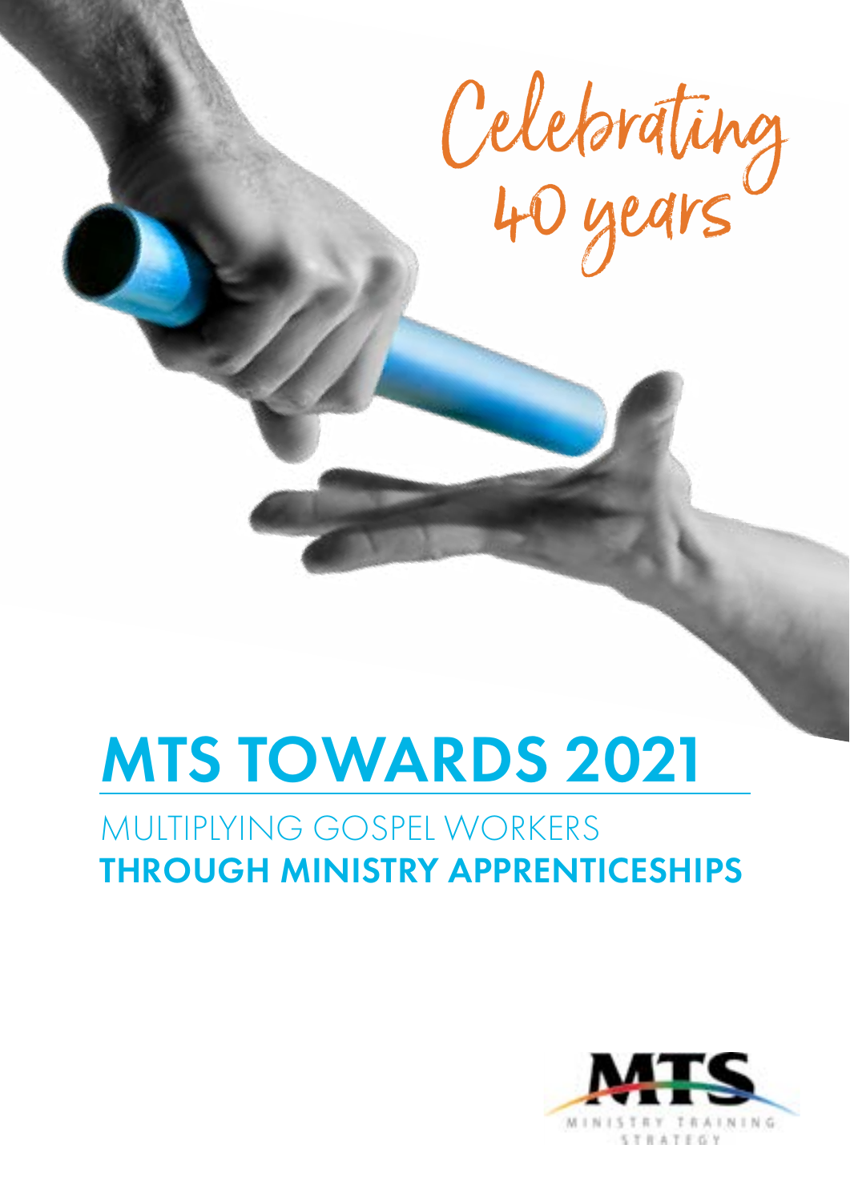Celebrating 40 years

# MTS TOWARDS 2021

## MULTIPLYING GOSPEL WORKERS **THROUGH MINISTRY APPRENTICESHIPS**

MTS
MINISTRY TRAINING STRATEGY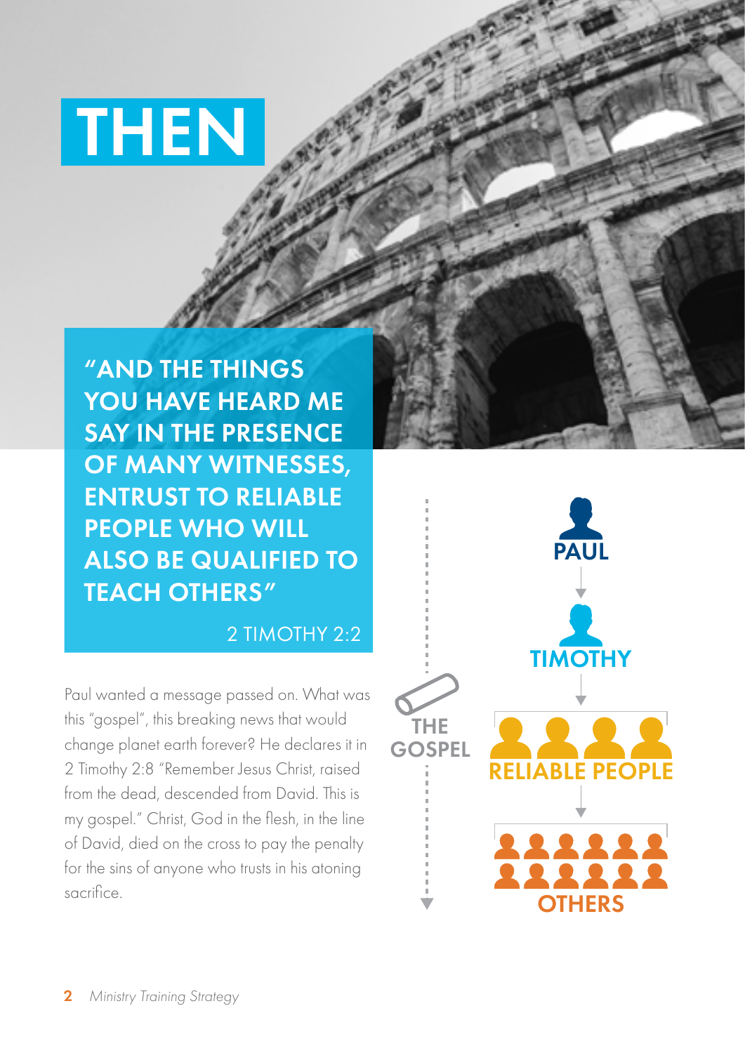# THEN

**"AND THE THINGS YOU HAVE HEARD ME SAY IN THE PRESENCE OF MANY WITNESSES, ENTRUST TO RELIABLE PEOPLE WHO WILL ALSO BE QUALIFIED TO TEACH OTHERS"**

2 TIMOTHY 2:2

Paul wanted a message passed on. What was this "gospel", this breaking news that would change planet earth forever? He declares it in 2 Timothy 2:8 "Remember Jesus Christ, raised from the dead, descended from David. This is my gospel." Christ, God in the flesh, in the line of David, died on the cross to pay the penalty for the sins of anyone who trusts in his atoning sacrifice.

THE GOSPEL

PAUL → TIMOTHY → RELIABLE PEOPLE → OTHERS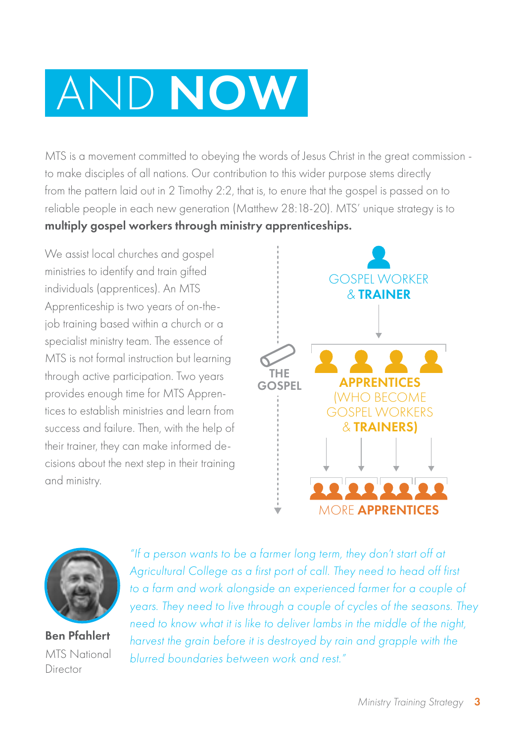# AND **NOW**

MTS is a movement committed to obeying the words of Jesus Christ in the great commission - to make disciples of all nations. Our contribution to this wider purpose stems directly from the pattern laid out in 2 Timothy 2:2, that is, to enure that the gospel is passed on to reliable people in each new generation (Matthew 28:18-20). MTS' unique strategy is to **multiply gospel workers through ministry apprenticeships.**

We assist local churches and gospel ministries to identify and train gifted individuals (apprentices). An MTS Apprenticeship is two years of on-the-job training based within a church or a specialist ministry team. The essence of MTS is not formal instruction but learning through active participation. Two years provides enough time for MTS Apprentices to establish ministries and learn from success and failure. Then, with the help of their trainer, they can make informed decisions about the next step in their training and ministry.

THE GOSPEL

GOSPEL WORKER & **TRAINER**

**APPRENTICES** (WHO BECOME GOSPEL WORKERS & **TRAINERS)**

MORE **APPRENTICES**

*"If a person wants to be a farmer long term, they don't start off at Agricultural College as a first port of call. They need to head off first to a farm and work alongside an experienced farmer for a couple of years. They need to live through a couple of cycles of the seasons. They need to know what it is like to deliver lambs in the middle of the night, harvest the grain before it is destroyed by rain and grapple with the blurred boundaries between work and rest."*

**Ben Pfahlert**
MTS National Director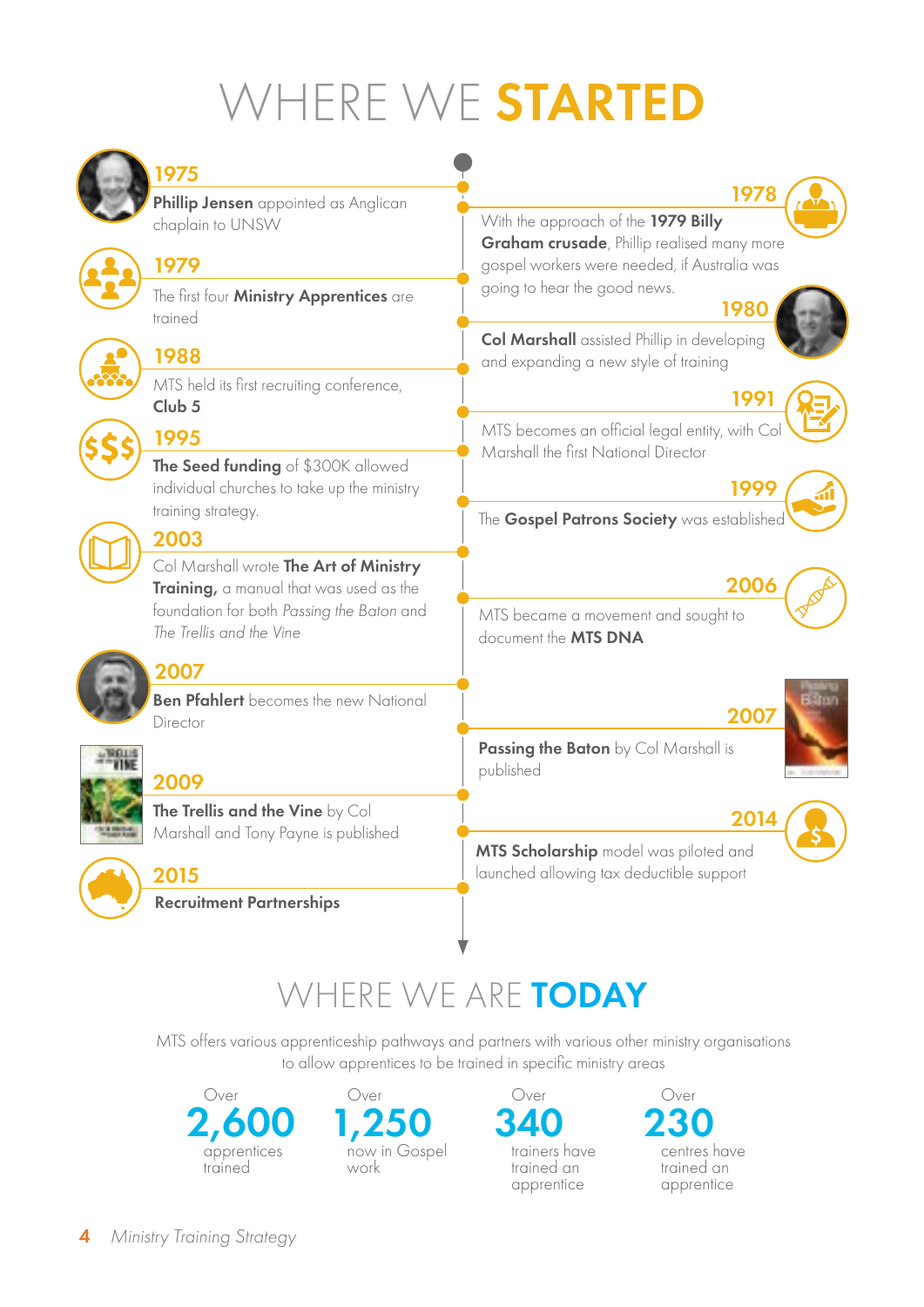# WHERE WE **STARTED**

**1975**

**Phillip Jensen** appointed as Anglican chaplain to UNSW

**1978**

With the approach of the **1979 Billy Graham crusade**, Phillip realised many more gospel workers were needed, if Australia was going to hear the good news.

**1979**

The first four **Ministry Apprentices** are trained

**1980**

**Col Marshall** assisted Phillip in developing and expanding a new style of training

**1988**

MTS held its first recruiting conference, **Club 5**

**1991**

MTS becomes an official legal entity, with Col Marshall the first National Director

**1995**

**The Seed funding** of $300K allowed individual churches to take up the ministry training strategy.

**1999**

The **Gospel Patrons Society** was established

**2003**

Col Marshall wrote **The Art of Ministry Training,** a manual that was used as the foundation for both *Passing the Baton* and *The Trellis and the Vine*

**2006**

MTS became a movement and sought to document the **MTS DNA**

**2007**

**Ben Pfahlert** becomes the new National Director

**2007**

**Passing the Baton** by Col Marshall is published

**2009**

**The Trellis and the Vine** by Col Marshall and Tony Payne is published

**2014**

**MTS Scholarship** model was piloted and launched allowing tax deductible support

**2015**

**Recruitment Partnerships**

# WHERE WE ARE **TODAY**

MTS offers various apprenticeship pathways and partners with various other ministry organisations to allow apprentices to be trained in specific ministry areas

- Over **2,600** apprentices trained
- Over **1,250** now in Gospel work
- Over **340** trainers have trained an apprentice
- Over **230** centres have trained an apprentice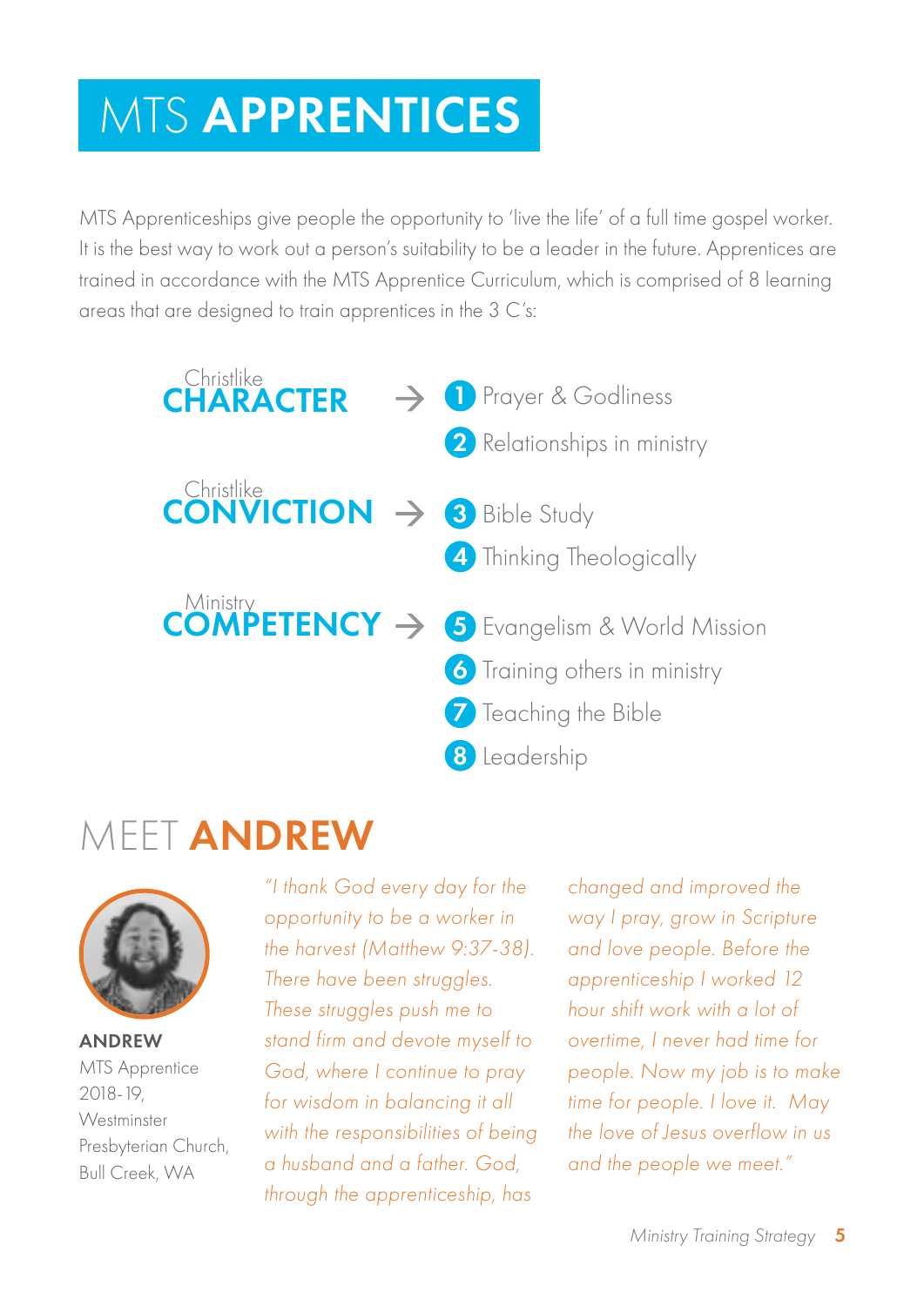# MTS **APPRENTICES**

MTS Apprenticeships give people the opportunity to 'live the life' of a full time gospel worker. It is the best way to work out a person's suitability to be a leader in the future. Apprentices are trained in accordance with the MTS Apprentice Curriculum, which is comprised of 8 learning areas that are designed to train apprentices in the 3 C's:

**Christlike CHARACTER** →

1. Prayer & Godliness
2. Relationships in ministry

**Christlike CONVICTION** →

3. Bible Study
4. Thinking Theologically

**Ministry COMPETENCY** →

5. Evangelism & World Mission
6. Training others in ministry
7. Teaching the Bible
8. Leadership

## MEET **ANDREW**

**ANDREW**
MTS Apprentice 2018-19,
Westminster Presbyterian Church,
Bull Creek, WA

*"I thank God every day for the opportunity to be a worker in the harvest (Matthew 9:37-38). There have been struggles. These struggles push me to stand firm and devote myself to God, where I continue to pray for wisdom in balancing it all with the responsibilities of being a husband and a father. God, through the apprenticeship, has changed and improved the way I pray, grow in Scripture and love people. Before the apprenticeship I worked 12 hour shift work with a lot of overtime, I never had time for people. Now my job is to make time for people. I love it. May the love of Jesus overflow in us and the people we meet."*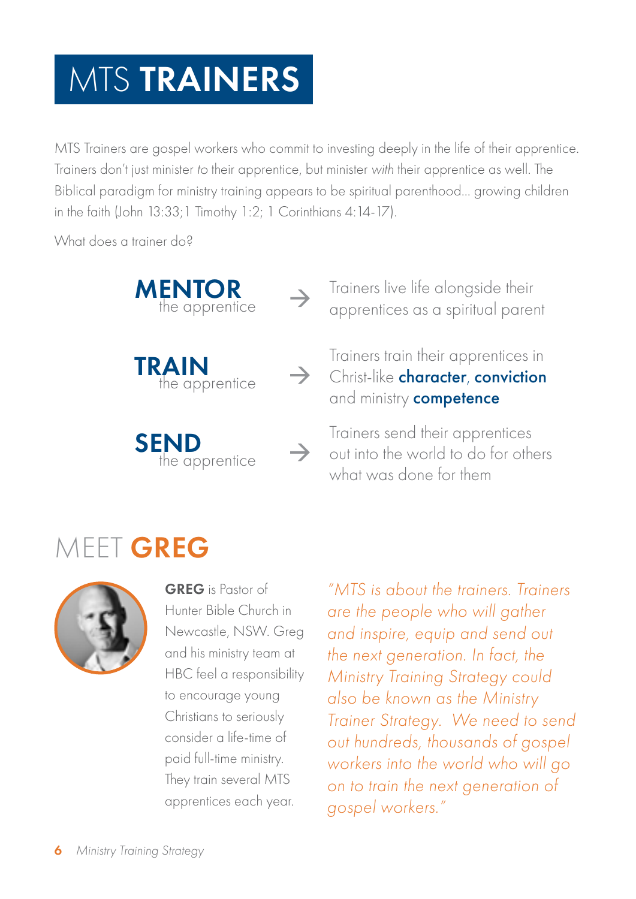# MTS **TRAINERS**

MTS Trainers are gospel workers who commit to investing deeply in the life of their apprentice. Trainers don't just minister *to* their apprentice, but minister *with* their apprentice as well. The Biblical paradigm for ministry training appears to be spiritual parenthood... growing children in the faith (John 13:33;1 Timothy 1:2; 1 Corinthians 4:14-17).

What does a trainer do?

**MENTOR** the apprentice → Trainers live life alongside their apprentices as a spiritual parent

**TRAIN** the apprentice → Trainers train their apprentices in Christ-like **character**, **conviction** and ministry **competence**

**SEND** the apprentice → Trainers send their apprentices out into the world to do for others what was done for them

## MEET **GREG**

**GREG** is Pastor of Hunter Bible Church in Newcastle, NSW. Greg and his ministry team at HBC feel a responsibility to encourage young Christians to seriously consider a life-time of paid full-time ministry. They train several MTS apprentices each year.

*"MTS is about the trainers. Trainers are the people who will gather and inspire, equip and send out the next generation. In fact, the Ministry Training Strategy could also be known as the Ministry Trainer Strategy. We need to send out hundreds, thousands of gospel workers into the world who will go on to train the next generation of gospel workers."*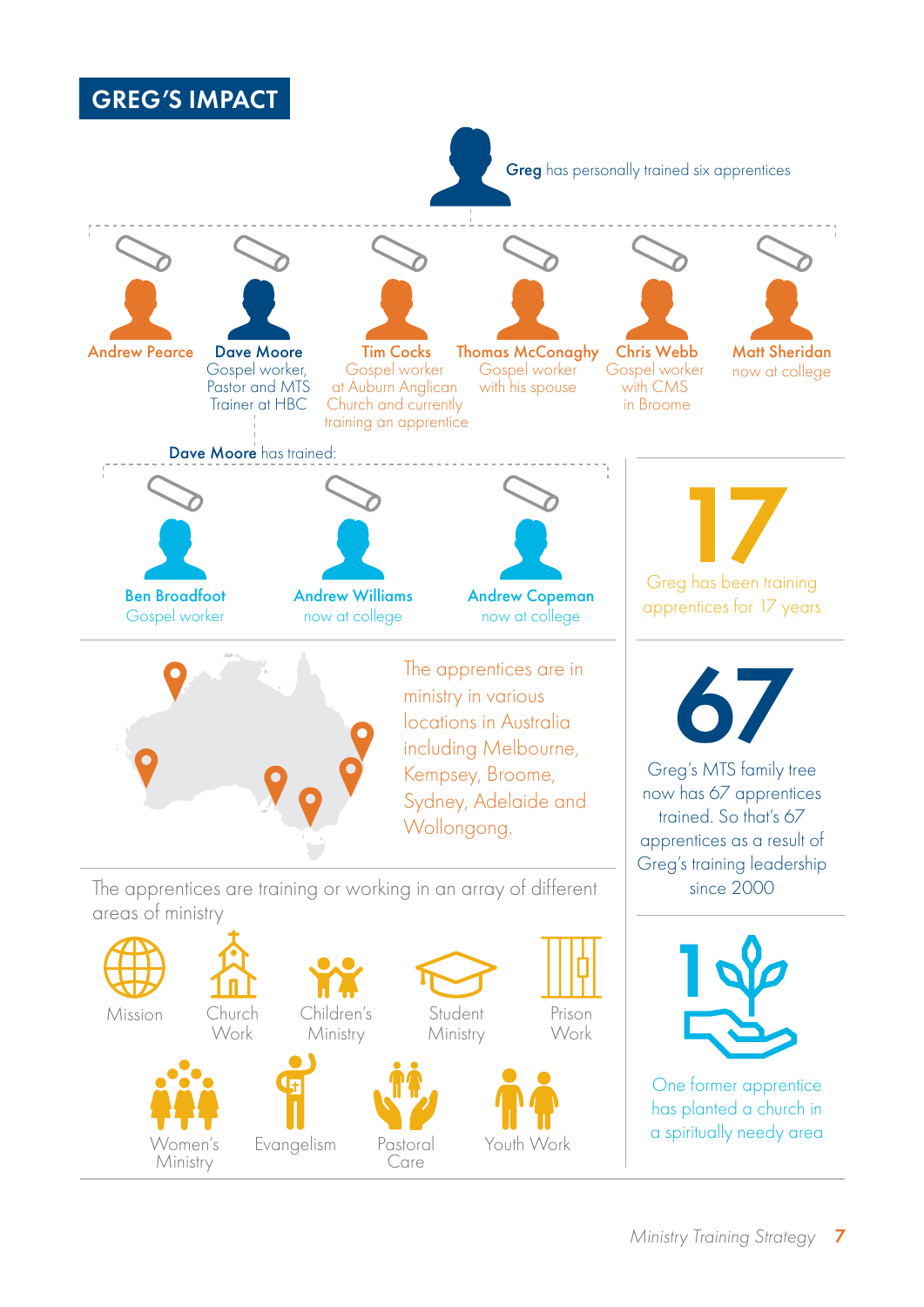## GREG'S IMPACT

**Greg** has personally trained six apprentices

- **Andrew Pearce**
- **Dave Moore** Gospel worker, Pastor and MTS Trainer at HBC
- **Tim Cocks** Gospel worker at Auburn Anglican Church and currently training an apprentice
- **Thomas McConaghy** Gospel worker with his spouse
- **Chris Webb** Gospel worker with CMS in Broome
- **Matt Sheridan** now at college

**Dave Moore** has trained:

- **Ben Broadfoot** Gospel worker
- **Andrew Williams** now at college
- **Andrew Copeman** now at college

**17**

Greg has been training apprentices for 17 years

The apprentices are in ministry in various locations in Australia including Melbourne, Kempsey, Broome, Sydney, Adelaide and Wollongong.

**67**

Greg's MTS family tree now has 67 apprentices trained. So that's 67 apprentices as a result of Greg's training leadership since 2000

The apprentices are training or working in an array of different areas of ministry

- Mission
- Church Work
- Children's Ministry
- Student Ministry
- Prison Work
- Women's Ministry
- Evangelism
- Pastoral Care
- Youth Work

**1**

One former apprentice has planted a church in a spiritually needy area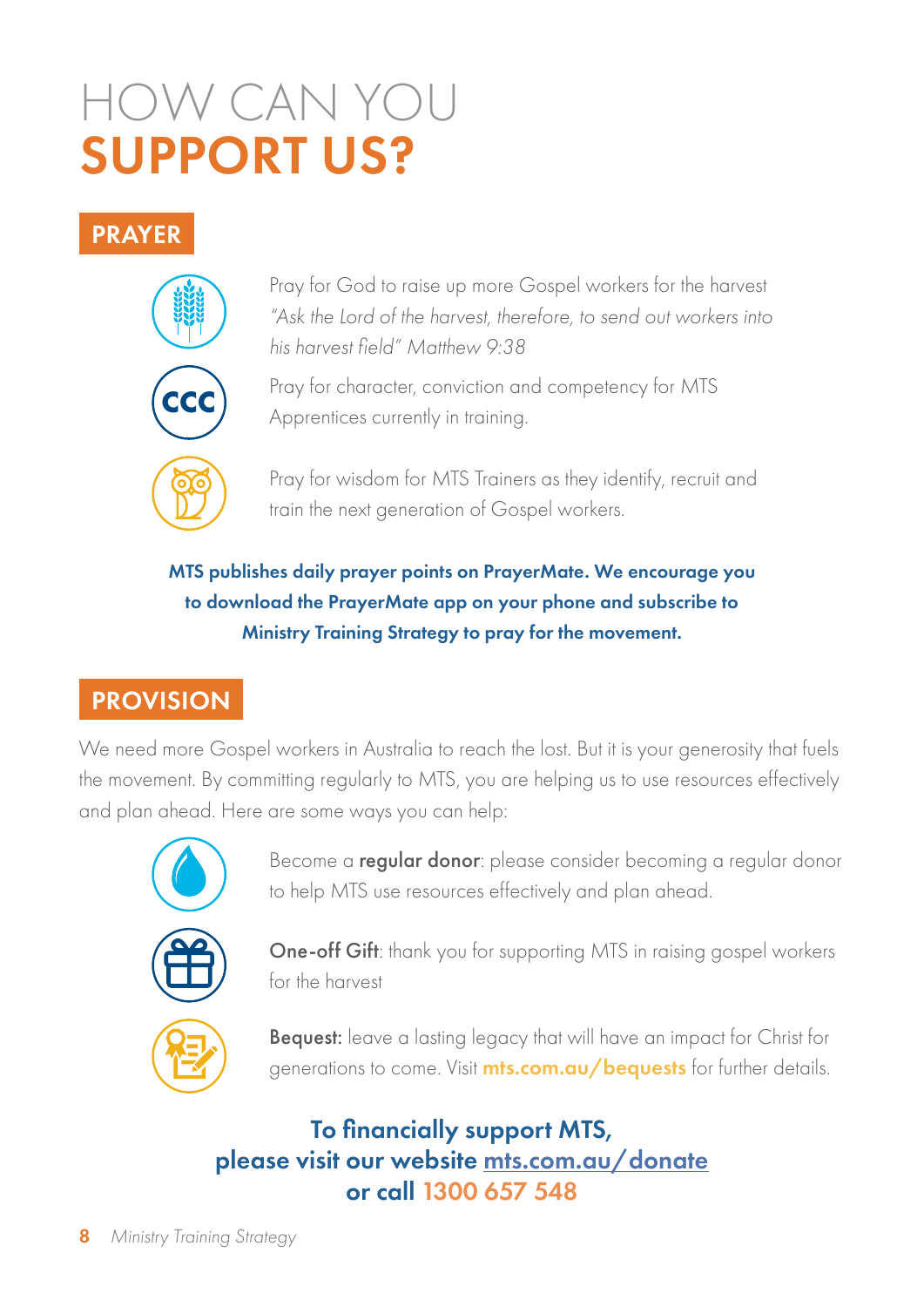# HOW CAN YOU **SUPPORT US?**

## PRAYER

Pray for God to raise up more Gospel workers for the harvest *"Ask the Lord of the harvest, therefore, to send out workers into his harvest field" Matthew 9:38*

Pray for character, conviction and competency for MTS Apprentices currently in training.

Pray for wisdom for MTS Trainers as they identify, recruit and train the next generation of Gospel workers.

**MTS publishes daily prayer points on PrayerMate. We encourage you to download the PrayerMate app on your phone and subscribe to Ministry Training Strategy to pray for the movement.**

## PROVISION

We need more Gospel workers in Australia to reach the lost. But it is your generosity that fuels the movement. By committing regularly to MTS, you are helping us to use resources effectively and plan ahead. Here are some ways you can help:

Become a **regular donor**: please consider becoming a regular donor to help MTS use resources effectively and plan ahead.

**One-off Gift**: thank you for supporting MTS in raising gospel workers for the harvest

**Bequest:** leave a lasting legacy that will have an impact for Christ for generations to come. Visit **mts.com.au/bequests** for further details.

**To financially support MTS, please visit our website mts.com.au/donate or call 1300 657 548**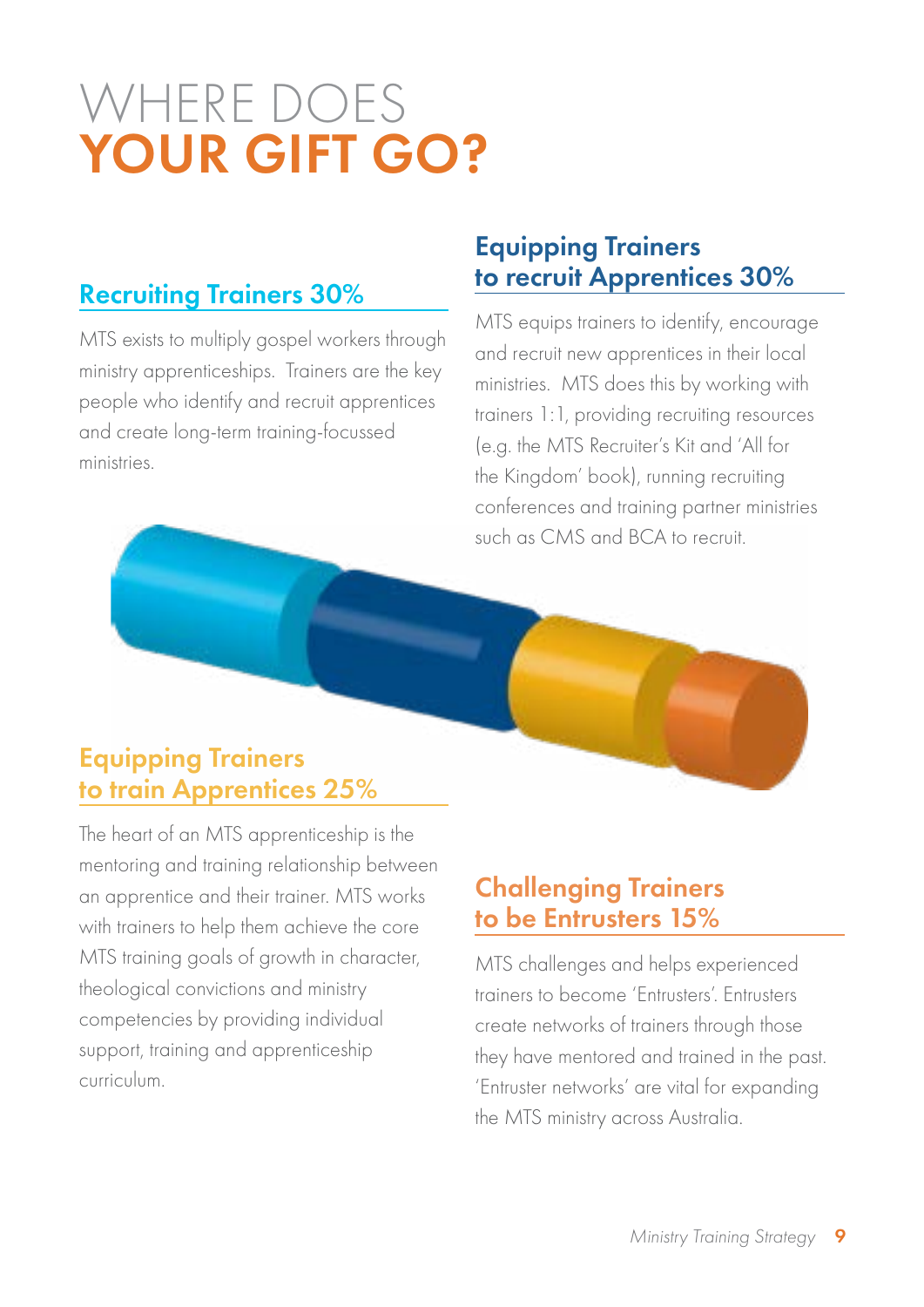# WHERE DOES **YOUR GIFT GO?**

## Recruiting Trainers 30%

MTS exists to multiply gospel workers through ministry apprenticeships. Trainers are the key people who identify and recruit apprentices and create long-term training-focussed ministries.

## Equipping Trainers to recruit Apprentices 30%

MTS equips trainers to identify, encourage and recruit new apprentices in their local ministries. MTS does this by working with trainers 1:1, providing recruiting resources (e.g. the MTS Recruiter's Kit and 'All for the Kingdom' book), running recruiting conferences and training partner ministries such as CMS and BCA to recruit.

## Equipping Trainers to train Apprentices 25%

The heart of an MTS apprenticeship is the mentoring and training relationship between an apprentice and their trainer. MTS works with trainers to help them achieve the core MTS training goals of growth in character, theological convictions and ministry competencies by providing individual support, training and apprenticeship curriculum.

## Challenging Trainers to be Entrusters 15%

MTS challenges and helps experienced trainers to become 'Entrusters'. Entrusters create networks of trainers through those they have mentored and trained in the past. 'Entruster networks' are vital for expanding the MTS ministry across Australia.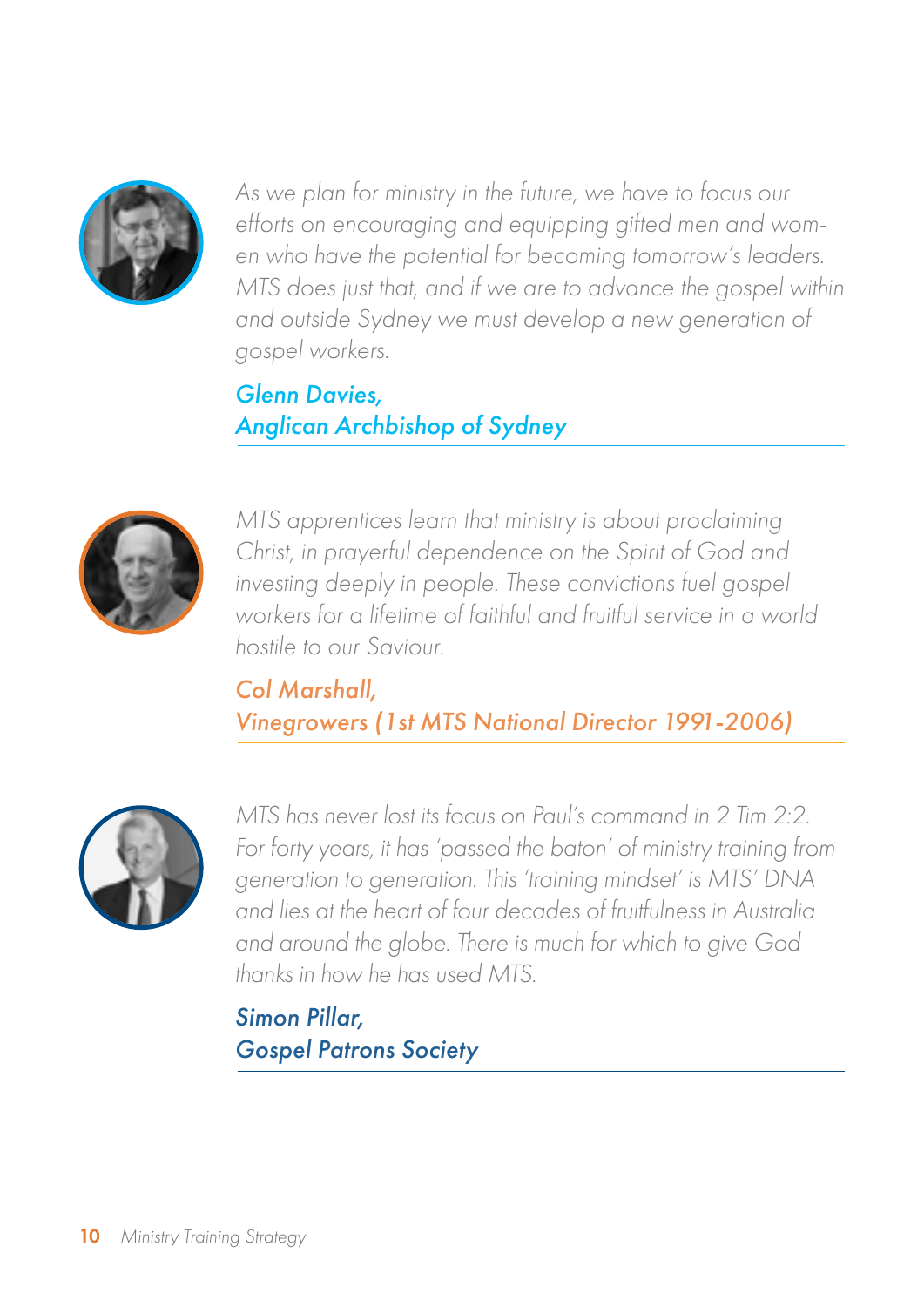*As we plan for ministry in the future, we have to focus our efforts on encouraging and equipping gifted men and women who have the potential for becoming tomorrow's leaders. MTS does just that, and if we are to advance the gospel within and outside Sydney we must develop a new generation of gospel workers.*

*Glenn Davies,*
*Anglican Archbishop of Sydney*

---

*MTS apprentices learn that ministry is about proclaiming Christ, in prayerful dependence on the Spirit of God and investing deeply in people. These convictions fuel gospel workers for a lifetime of faithful and fruitful service in a world hostile to our Saviour.*

*Col Marshall,*
*Vinegrowers (1st MTS National Director 1991-2006)*

---

*MTS has never lost its focus on Paul's command in 2 Tim 2:2. For forty years, it has 'passed the baton' of ministry training from generation to generation. This 'training mindset' is MTS' DNA and lies at the heart of four decades of fruitfulness in Australia and around the globe. There is much for which to give God thanks in how he has used MTS.*

*Simon Pillar,*
*Gospel Patrons Society*

---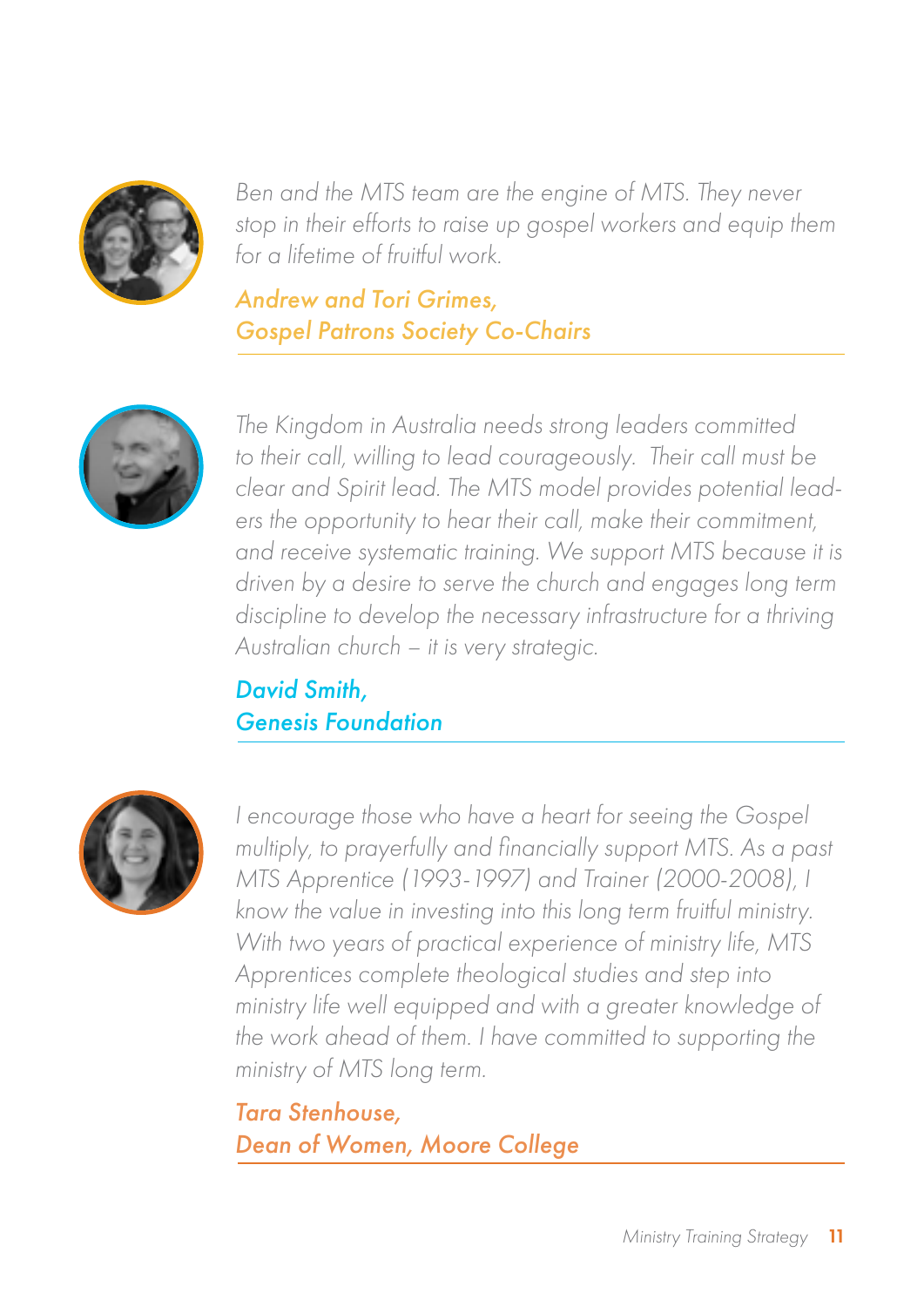*Ben and the MTS team are the engine of MTS. They never stop in their efforts to raise up gospel workers and equip them for a lifetime of fruitful work.*

**Andrew and Tori Grimes,**
**Gospel Patrons Society Co-Chairs**

---

*The Kingdom in Australia needs strong leaders committed to their call, willing to lead courageously. Their call must be clear and Spirit lead. The MTS model provides potential leaders the opportunity to hear their call, make their commitment, and receive systematic training. We support MTS because it is driven by a desire to serve the church and engages long term discipline to develop the necessary infrastructure for a thriving Australian church – it is very strategic.*

**David Smith,**
**Genesis Foundation**

---

*I encourage those who have a heart for seeing the Gospel multiply, to prayerfully and financially support MTS. As a past MTS Apprentice (1993-1997) and Trainer (2000-2008), I know the value in investing into this long term fruitful ministry. With two years of practical experience of ministry life, MTS Apprentices complete theological studies and step into ministry life well equipped and with a greater knowledge of the work ahead of them. I have committed to supporting the ministry of MTS long term.*

**Tara Stenhouse,**
**Dean of Women, Moore College**

---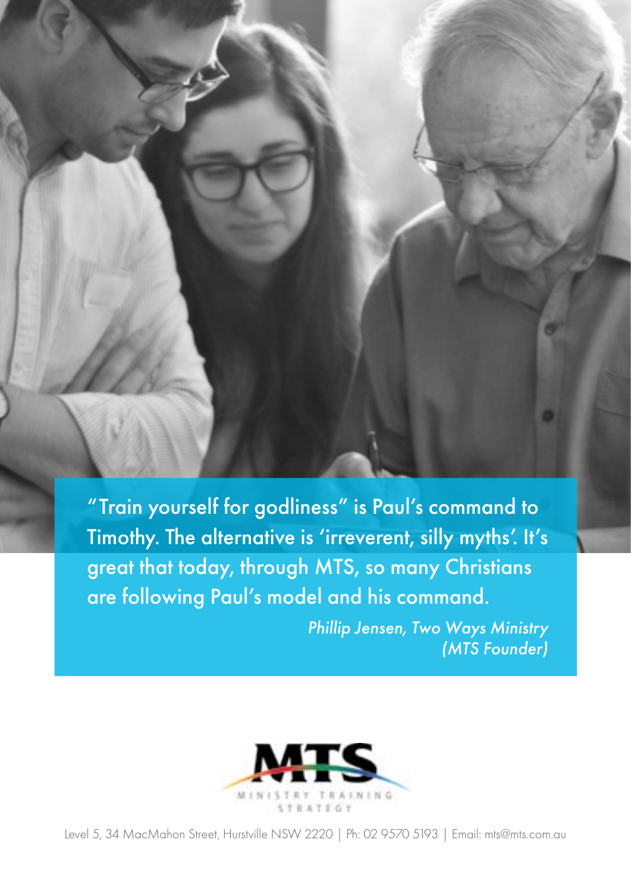"Train yourself for godliness" is Paul's command to Timothy. The alternative is 'irreverent, silly myths'. It's great that today, through MTS, so many Christians are following Paul's model and his command.

*Phillip Jensen, Two Ways Ministry (MTS Founder)*

MTS

MINISTRY TRAINING STRATEGY

Level 5, 34 MacMahon Street, Hurstville NSW 2220 | Ph: 02 9570 5193 | Email: mts@mts.com.au